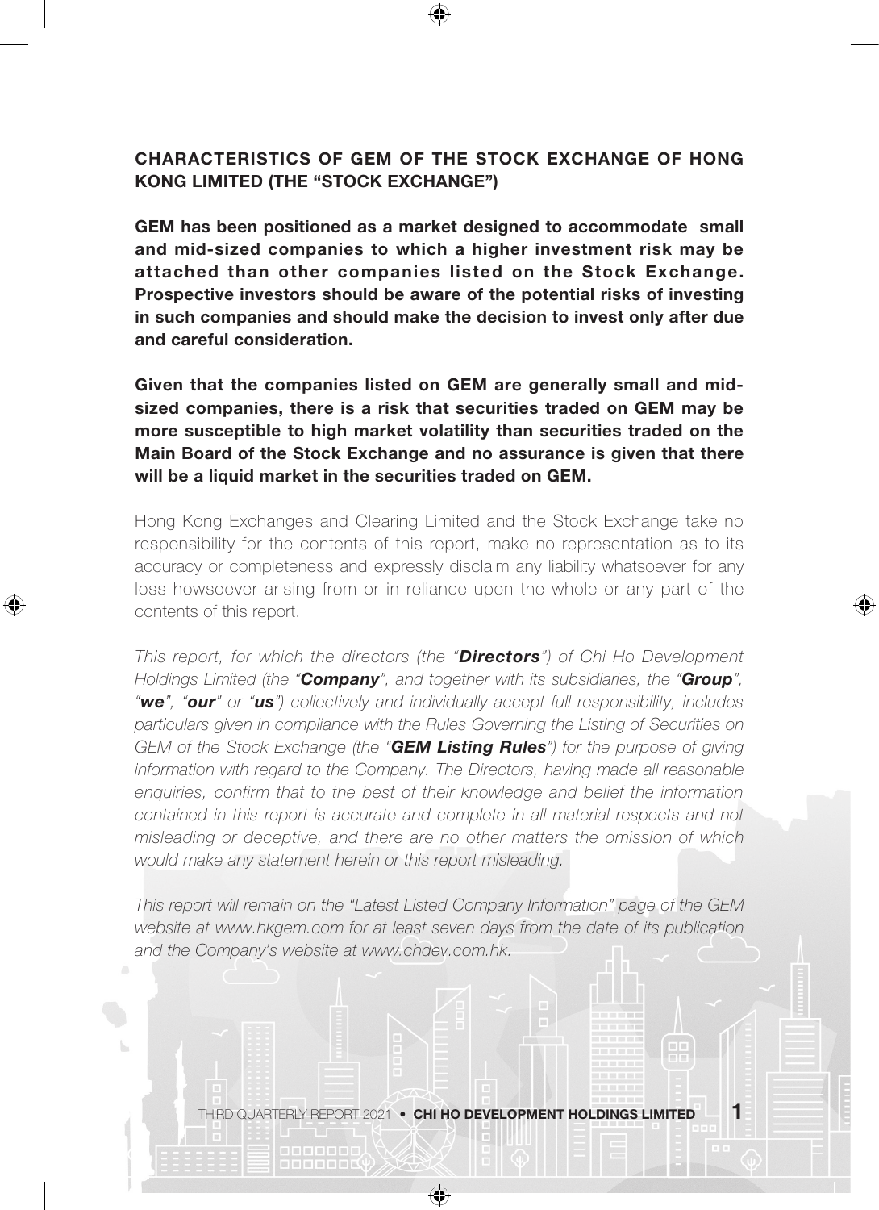## CHARACTERISTICS OF GEM OF THE STOCK EXCHANGE OF HONG KONG LIMITED (THE "STOCK EXCHANGE")

**GEM has been positioned as a market designed to accommodate small and mid-sized companies to which a higher investment risk may be attached than other companies listed on the Stock Exchange. Prospective investors should be aware of the potential risks of investing in such companies and should make the decision to invest only after due and careful consideration.**

**Given that the companies listed on GEM are generally small and mid-sized companies, there is a risk that securities traded on GEM may be more susceptible to high market volatility than securities traded on the Main Board of the Stock Exchange and no assurance is given that there will be a liquid market in the securities traded on GEM.**

Hong Kong Exchanges and Clearing Limited and the Stock Exchange take no responsibility for the contents of this report, make no representation as to its accuracy or completeness and expressly disclaim any liability whatsoever for any loss howsoever arising from or in reliance upon the whole or any part of the contents of this report.

*This report, for which the directors (the "**Directors**") of Chi Ho Development Holdings Limited (the "**Company**", and together with its subsidiaries, the "**Group**", "**we**", "**our**" or "**us**") collectively and individually accept full responsibility, includes particulars given in compliance with the Rules Governing the Listing of Securities on GEM of the Stock Exchange (the "**GEM Listing Rules**") for the purpose of giving information with regard to the Company. The Directors, having made all reasonable enquiries, confirm that to the best of their knowledge and belief the information contained in this report is accurate and complete in all material respects and not misleading or deceptive, and there are no other matters the omission of which would make any statement herein or this report misleading.*

*This report will remain on the "Latest Listed Company Information" page of the GEM website at www.hkgem.com for at least seven days from the date of its publication and the Company's website at www.chdev.com.hk.*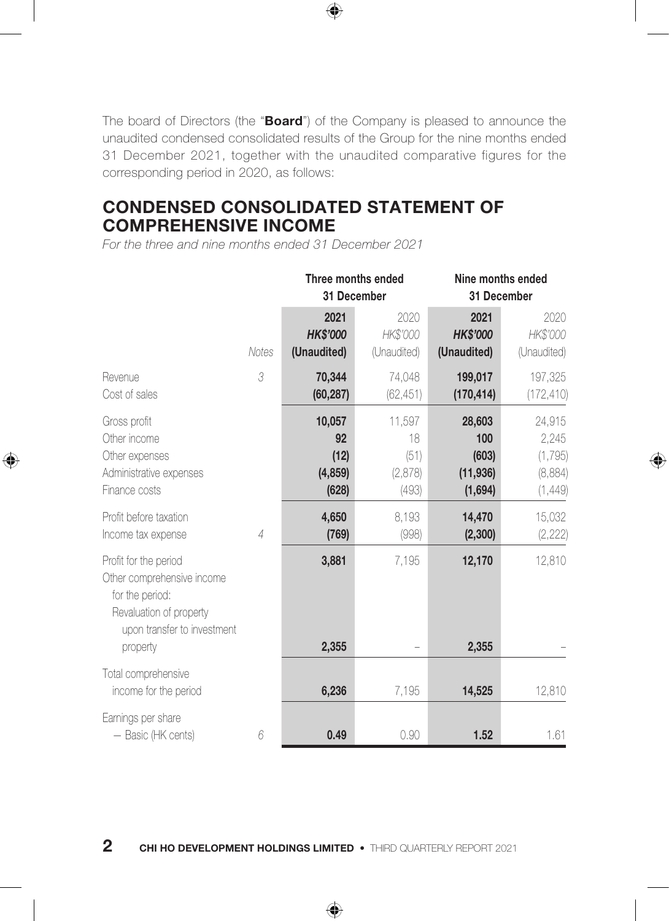The board of Directors (the "**Board**") of the Company is pleased to announce the unaudited condensed consolidated results of the Group for the nine months ended 31 December 2021, together with the unaudited comparative figures for the corresponding period in 2020, as follows:

## CONDENSED CONSOLIDATED STATEMENT OF COMPREHENSIVE INCOME

*For the three and nine months ended 31 December 2021*

| | | Three months ended 31 December | | Nine months ended 31 December | |
|---|---|---|---|---|---|
| | | **2021** | 2020 | **2021** | 2020 |
| | | ***HK$'000*** | *HK$'000* | ***HK$'000*** | *HK$'000* |
| | *Notes* | **(Unaudited)** | (Unaudited) | **(Unaudited)** | (Unaudited) |
| Revenue | *3* | **70,344** | 74,048 | **199,017** | 197,325 |
| Cost of sales | | **(60,287)** | (62,451) | **(170,414)** | (172,410) |
| Gross profit | | **10,057** | 11,597 | **28,603** | 24,915 |
| Other income | | **92** | 18 | **100** | 2,245 |
| Other expenses | | **(12)** | (51) | **(603)** | (1,795) |
| Administrative expenses | | **(4,859)** | (2,878) | **(11,936)** | (8,884) |
| Finance costs | | **(628)** | (493) | **(1,694)** | (1,449) |
| Profit before taxation | | **4,650** | 8,193 | **14,470** | 15,032 |
| Income tax expense | *4* | **(769)** | (998) | **(2,300)** | (2,222) |
| Profit for the period | | **3,881** | 7,195 | **12,170** | 12,810 |
| Other comprehensive income for the period: | | | | | |
| Revaluation of property upon transfer to investment property | | **2,355** | – | **2,355** | – |
| Total comprehensive income for the period | | **6,236** | 7,195 | **14,525** | 12,810 |
| Earnings per share | | | | | |
| — Basic (HK cents) | *6* | **0.49** | 0.90 | **1.52** | 1.61 |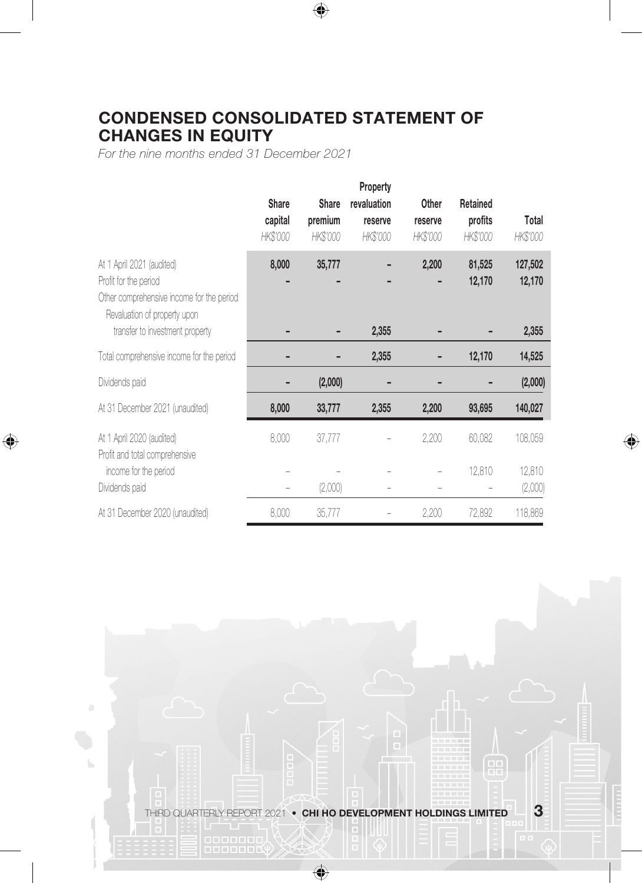# CONDENSED CONSOLIDATED STATEMENT OF CHANGES IN EQUITY

*For the nine months ended 31 December 2021*

| | Share capital | Share premium | Property revaluation reserve | Other reserve | Retained profits | Total |
|---|---|---|---|---|---|---|
| | *HK$'000* | *HK$'000* | *HK$'000* | *HK$'000* | *HK$'000* | *HK$'000* |
| At 1 April 2021 (audited) | **8,000** | **35,777** | **–** | **2,200** | **81,525** | **127,502** |
| Profit for the period | **–** | **–** | **–** | **–** | **12,170** | **12,170** |
| Other comprehensive income for the period | | | | | | |
| Revaluation of property upon transfer to investment property | **–** | **–** | **2,355** | **–** | **–** | **2,355** |
| Total comprehensive income for the period | **–** | **–** | **2,355** | **–** | **12,170** | **14,525** |
| Dividends paid | **–** | **(2,000)** | **–** | **–** | **–** | **(2,000)** |
| At 31 December 2021 (unaudited) | **8,000** | **33,777** | **2,355** | **2,200** | **93,695** | **140,027** |
| At 1 April 2020 (audited) | 8,000 | 37,777 | – | 2,200 | 60,082 | 108,059 |
| Profit and total comprehensive income for the period | – | – | – | – | 12,810 | 12,810 |
| Dividends paid | – | (2,000) | – | – | – | (2,000) |
| At 31 December 2020 (unaudited) | 8,000 | 35,777 | – | 2,200 | 72,892 | 118,869 |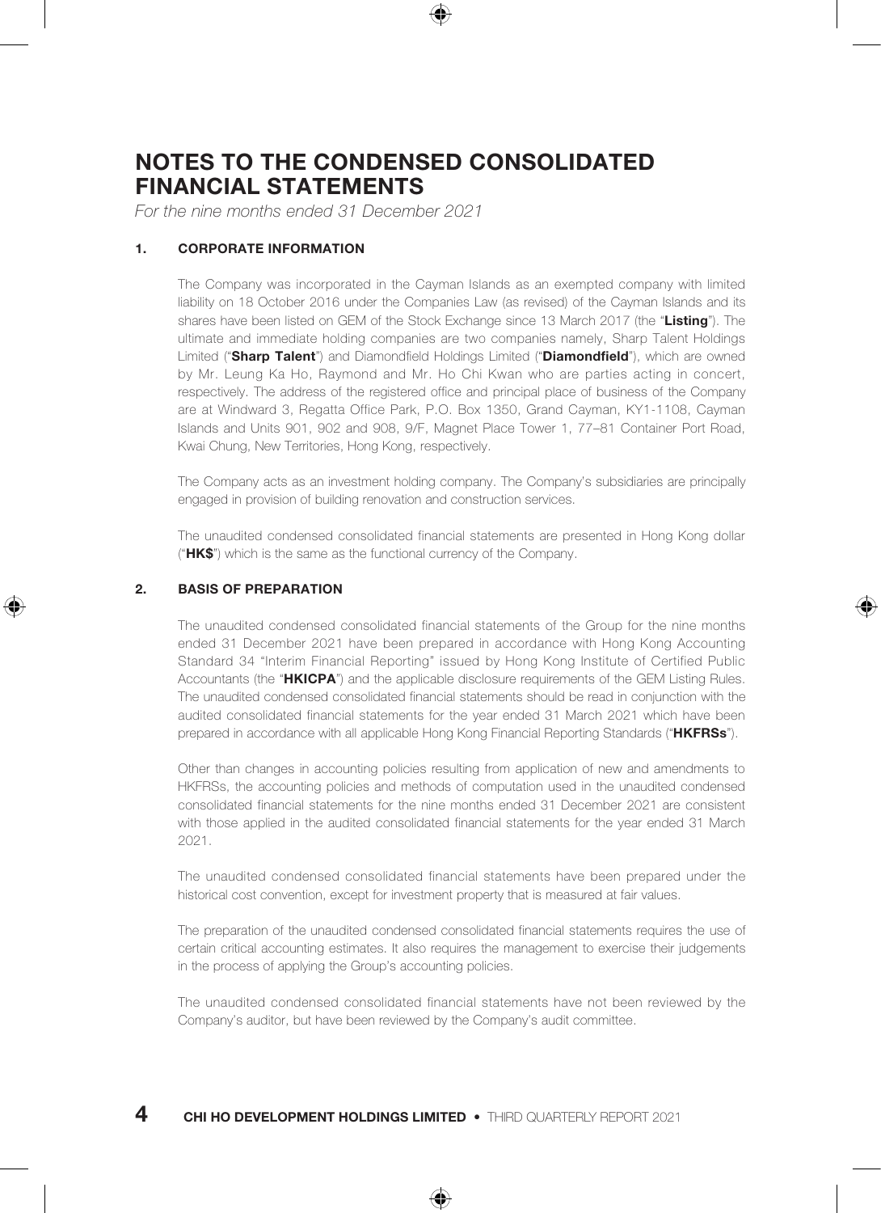# NOTES TO THE CONDENSED CONSOLIDATED FINANCIAL STATEMENTS

*For the nine months ended 31 December 2021*

## 1. CORPORATE INFORMATION

The Company was incorporated in the Cayman Islands as an exempted company with limited liability on 18 October 2016 under the Companies Law (as revised) of the Cayman Islands and its shares have been listed on GEM of the Stock Exchange since 13 March 2017 (the "**Listing**"). The ultimate and immediate holding companies are two companies namely, Sharp Talent Holdings Limited ("**Sharp Talent**") and Diamondfield Holdings Limited ("**Diamondfield**"), which are owned by Mr. Leung Ka Ho, Raymond and Mr. Ho Chi Kwan who are parties acting in concert, respectively. The address of the registered office and principal place of business of the Company are at Windward 3, Regatta Office Park, P.O. Box 1350, Grand Cayman, KY1-1108, Cayman Islands and Units 901, 902 and 908, 9/F, Magnet Place Tower 1, 77–81 Container Port Road, Kwai Chung, New Territories, Hong Kong, respectively.

The Company acts as an investment holding company. The Company's subsidiaries are principally engaged in provision of building renovation and construction services.

The unaudited condensed consolidated financial statements are presented in Hong Kong dollar ("**HK$**") which is the same as the functional currency of the Company.

## 2. BASIS OF PREPARATION

The unaudited condensed consolidated financial statements of the Group for the nine months ended 31 December 2021 have been prepared in accordance with Hong Kong Accounting Standard 34 "Interim Financial Reporting" issued by Hong Kong Institute of Certified Public Accountants (the "**HKICPA**") and the applicable disclosure requirements of the GEM Listing Rules. The unaudited condensed consolidated financial statements should be read in conjunction with the audited consolidated financial statements for the year ended 31 March 2021 which have been prepared in accordance with all applicable Hong Kong Financial Reporting Standards ("**HKFRSs**").

Other than changes in accounting policies resulting from application of new and amendments to HKFRSs, the accounting policies and methods of computation used in the unaudited condensed consolidated financial statements for the nine months ended 31 December 2021 are consistent with those applied in the audited consolidated financial statements for the year ended 31 March 2021.

The unaudited condensed consolidated financial statements have been prepared under the historical cost convention, except for investment property that is measured at fair values.

The preparation of the unaudited condensed consolidated financial statements requires the use of certain critical accounting estimates. It also requires the management to exercise their judgements in the process of applying the Group's accounting policies.

The unaudited condensed consolidated financial statements have not been reviewed by the Company's auditor, but have been reviewed by the Company's audit committee.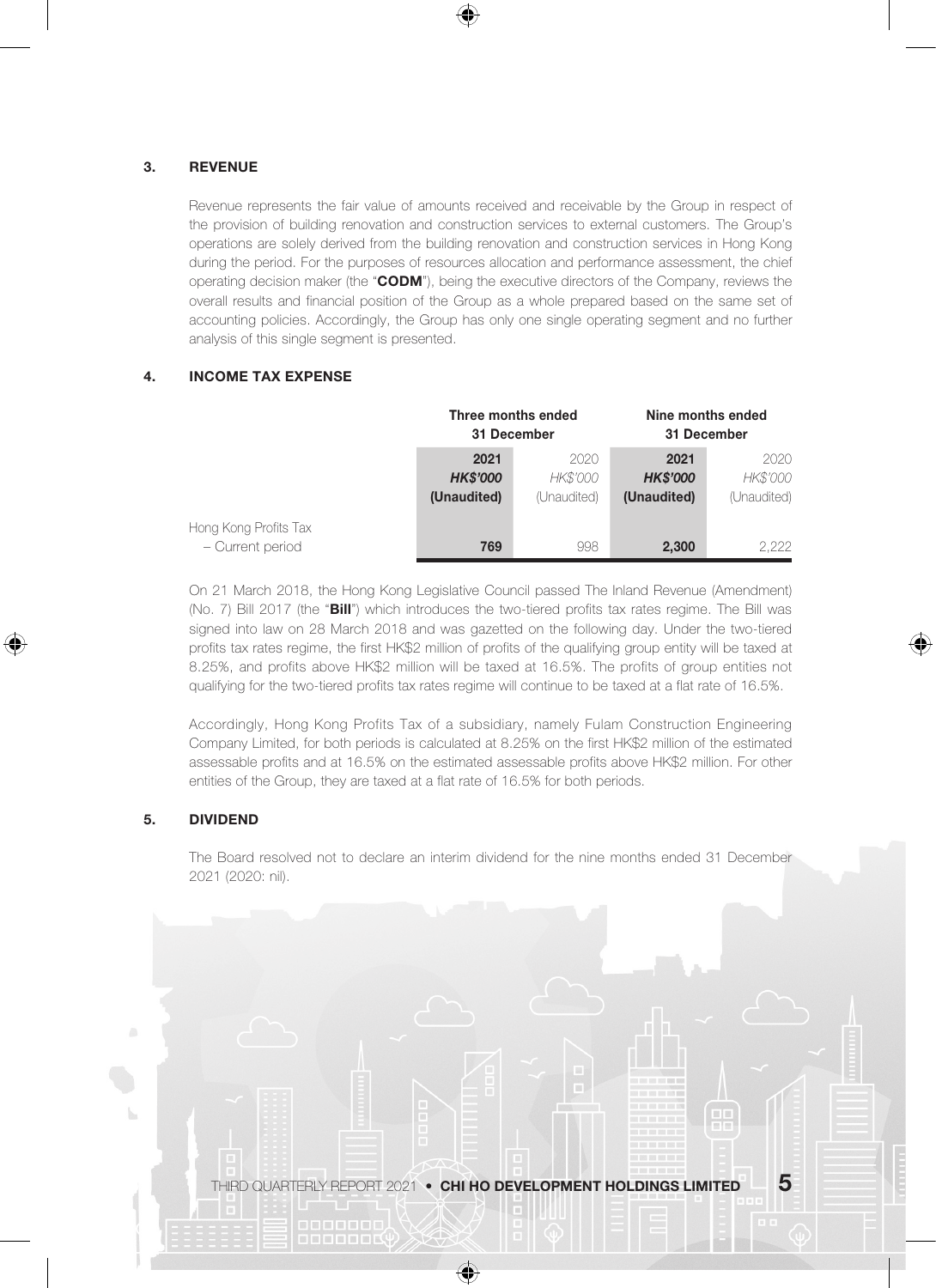### 3. REVENUE

Revenue represents the fair value of amounts received and receivable by the Group in respect of the provision of building renovation and construction services to external customers. The Group's operations are solely derived from the building renovation and construction services in Hong Kong during the period. For the purposes of resources allocation and performance assessment, the chief operating decision maker (the "**CODM**"), being the executive directors of the Company, reviews the overall results and financial position of the Group as a whole prepared based on the same set of accounting policies. Accordingly, the Group has only one single operating segment and no further analysis of this single segment is presented.

### 4. INCOME TAX EXPENSE

| | Three months ended 31 December | | Nine months ended 31 December | |
|---|---|---|---|---|
| | **2021** | 2020 | **2021** | 2020 |
| | ***HK$'000*** | *HK$'000* | ***HK$'000*** | *HK$'000* |
| | **(Unaudited)** | (Unaudited) | **(Unaudited)** | (Unaudited) |
| Hong Kong Profits Tax | | | | |
| – Current period | **769** | 998 | **2,300** | 2,222 |

On 21 March 2018, the Hong Kong Legislative Council passed The Inland Revenue (Amendment) (No. 7) Bill 2017 (the "**Bill**") which introduces the two-tiered profits tax rates regime. The Bill was signed into law on 28 March 2018 and was gazetted on the following day. Under the two-tiered profits tax rates regime, the first HK$2 million of profits of the qualifying group entity will be taxed at 8.25%, and profits above HK$2 million will be taxed at 16.5%. The profits of group entities not qualifying for the two-tiered profits tax rates regime will continue to be taxed at a flat rate of 16.5%.

Accordingly, Hong Kong Profits Tax of a subsidiary, namely Fulam Construction Engineering Company Limited, for both periods is calculated at 8.25% on the first HK$2 million of the estimated assessable profits and at 16.5% on the estimated assessable profits above HK$2 million. For other entities of the Group, they are taxed at a flat rate of 16.5% for both periods.

### 5. DIVIDEND

The Board resolved not to declare an interim dividend for the nine months ended 31 December 2021 (2020: nil).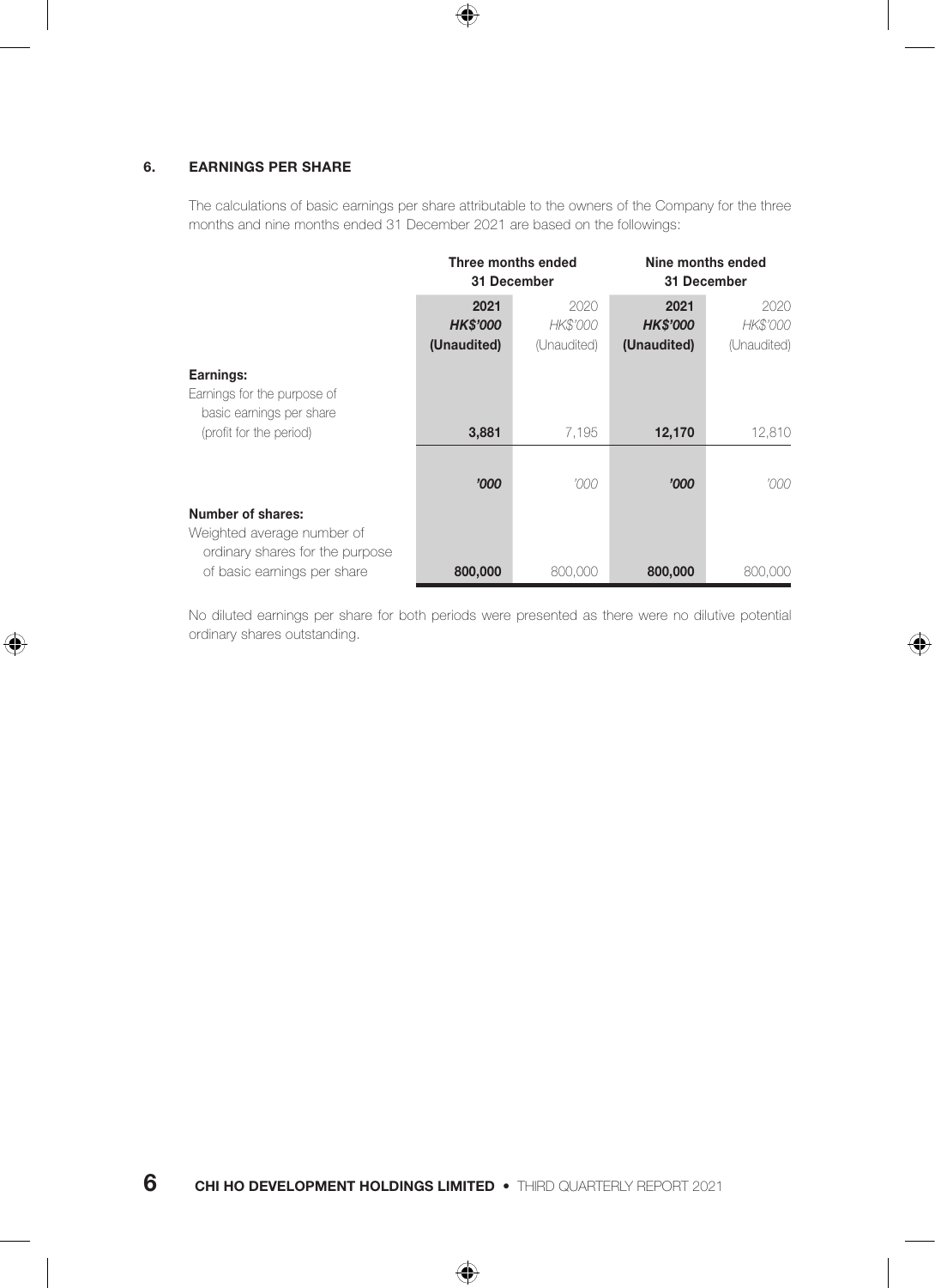## 6. EARNINGS PER SHARE

The calculations of basic earnings per share attributable to the owners of the Company for the three months and nine months ended 31 December 2021 are based on the followings:

| | Three months ended 31 December | | Nine months ended 31 December | |
|---|---|---|---|---|
| | **2021** | 2020 | **2021** | 2020 |
| | ***HK$'000*** | *HK$'000* | ***HK$'000*** | *HK$'000* |
| | **(Unaudited)** | (Unaudited) | **(Unaudited)** | (Unaudited) |
| **Earnings:** | | | | |
| Earnings for the purpose of basic earnings per share (profit for the period) | **3,881** | 7,195 | **12,170** | 12,810 |
| | ***'000*** | *'000* | ***'000*** | *'000* |
| **Number of shares:** | | | | |
| Weighted average number of ordinary shares for the purpose of basic earnings per share | **800,000** | 800,000 | **800,000** | 800,000 |

No diluted earnings per share for both periods were presented as there were no dilutive potential ordinary shares outstanding.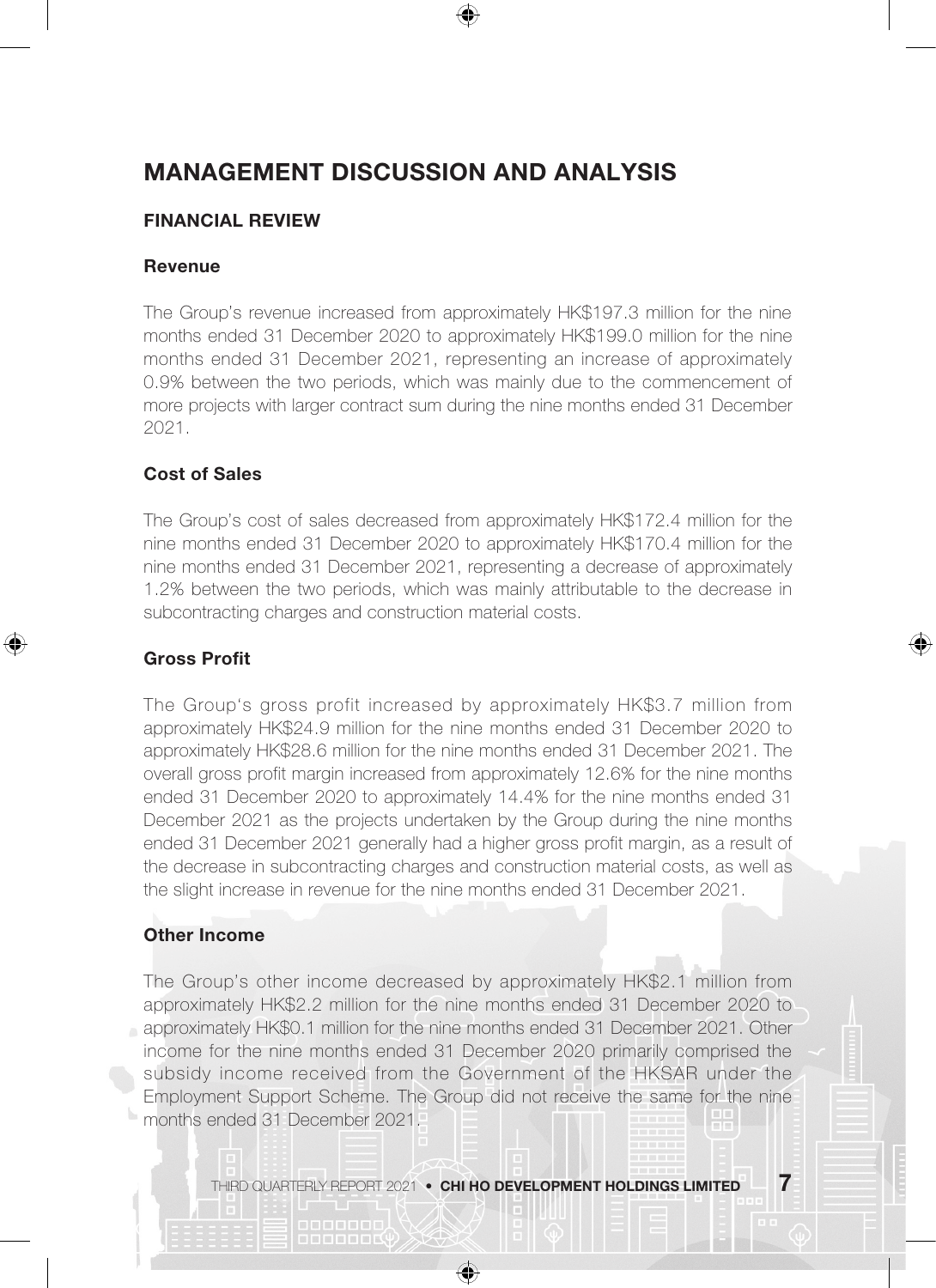# MANAGEMENT DISCUSSION AND ANALYSIS

## FINANCIAL REVIEW

### Revenue

The Group's revenue increased from approximately HK$197.3 million for the nine months ended 31 December 2020 to approximately HK$199.0 million for the nine months ended 31 December 2021, representing an increase of approximately 0.9% between the two periods, which was mainly due to the commencement of more projects with larger contract sum during the nine months ended 31 December 2021.

### Cost of Sales

The Group's cost of sales decreased from approximately HK$172.4 million for the nine months ended 31 December 2020 to approximately HK$170.4 million for the nine months ended 31 December 2021, representing a decrease of approximately 1.2% between the two periods, which was mainly attributable to the decrease in subcontracting charges and construction material costs.

### Gross Profit

The Group's gross profit increased by approximately HK$3.7 million from approximately HK$24.9 million for the nine months ended 31 December 2020 to approximately HK$28.6 million for the nine months ended 31 December 2021. The overall gross profit margin increased from approximately 12.6% for the nine months ended 31 December 2020 to approximately 14.4% for the nine months ended 31 December 2021 as the projects undertaken by the Group during the nine months ended 31 December 2021 generally had a higher gross profit margin, as a result of the decrease in subcontracting charges and construction material costs, as well as the slight increase in revenue for the nine months ended 31 December 2021.

### Other Income

The Group's other income decreased by approximately HK$2.1 million from approximately HK$2.2 million for the nine months ended 31 December 2020 to approximately HK$0.1 million for the nine months ended 31 December 2021. Other income for the nine months ended 31 December 2020 primarily comprised the subsidy income received from the Government of the HKSAR under the Employment Support Scheme. The Group did not receive the same for the nine months ended 31 December 2021.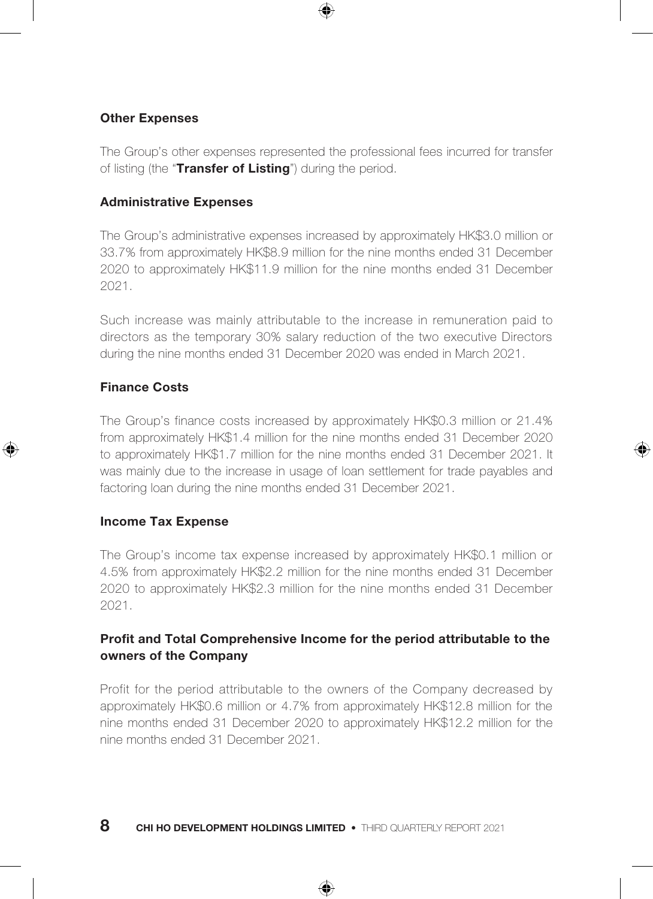### Other Expenses

The Group's other expenses represented the professional fees incurred for transfer of listing (the "**Transfer of Listing**") during the period.

### Administrative Expenses

The Group's administrative expenses increased by approximately HK$3.0 million or 33.7% from approximately HK$8.9 million for the nine months ended 31 December 2020 to approximately HK$11.9 million for the nine months ended 31 December 2021.

Such increase was mainly attributable to the increase in remuneration paid to directors as the temporary 30% salary reduction of the two executive Directors during the nine months ended 31 December 2020 was ended in March 2021.

### Finance Costs

The Group's finance costs increased by approximately HK$0.3 million or 21.4% from approximately HK$1.4 million for the nine months ended 31 December 2020 to approximately HK$1.7 million for the nine months ended 31 December 2021. It was mainly due to the increase in usage of loan settlement for trade payables and factoring loan during the nine months ended 31 December 2021.

### Income Tax Expense

The Group's income tax expense increased by approximately HK$0.1 million or 4.5% from approximately HK$2.2 million for the nine months ended 31 December 2020 to approximately HK$2.3 million for the nine months ended 31 December 2021.

### Profit and Total Comprehensive Income for the period attributable to the owners of the Company

Profit for the period attributable to the owners of the Company decreased by approximately HK$0.6 million or 4.7% from approximately HK$12.8 million for the nine months ended 31 December 2020 to approximately HK$12.2 million for the nine months ended 31 December 2021.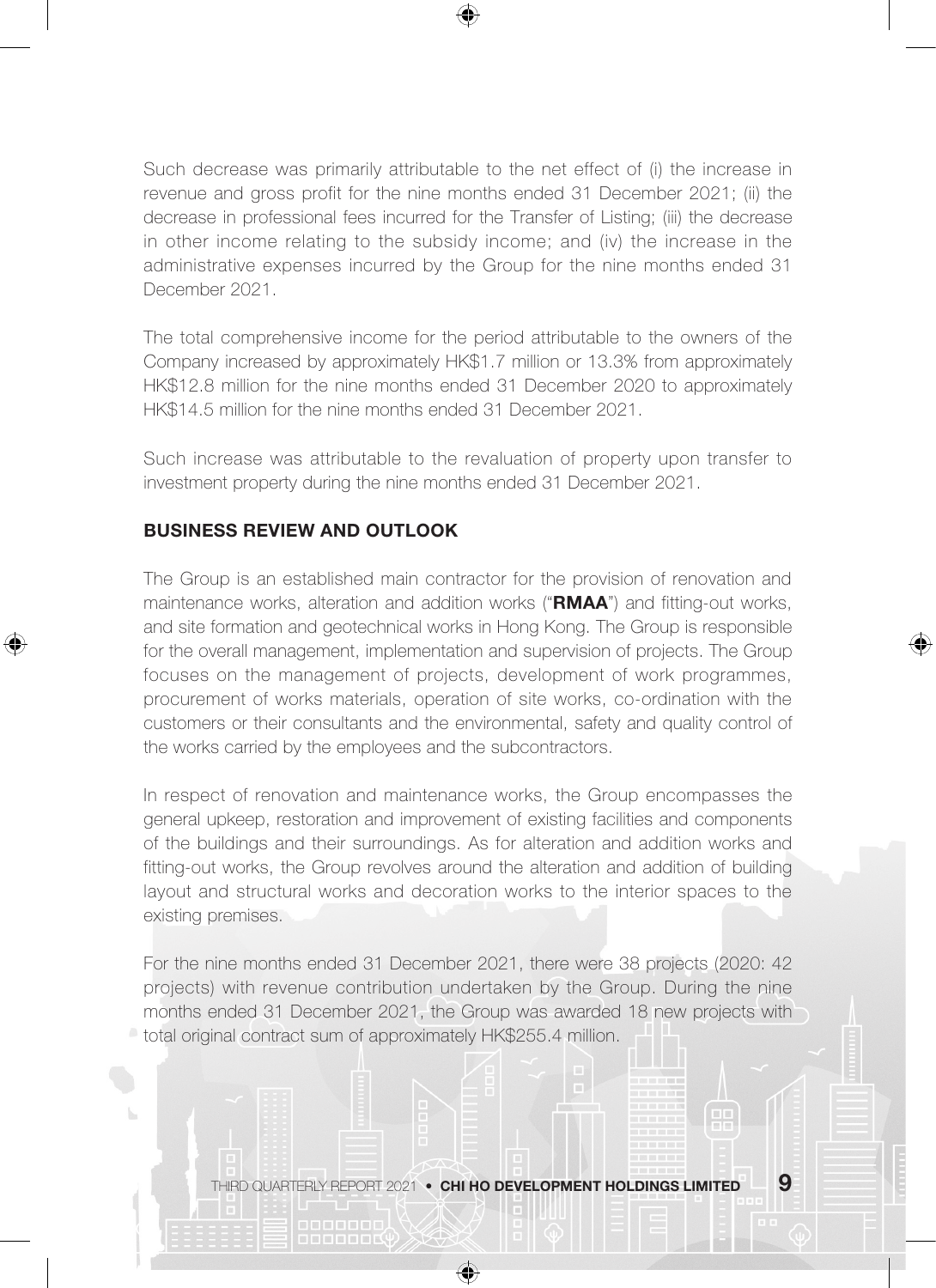Such decrease was primarily attributable to the net effect of (i) the increase in revenue and gross profit for the nine months ended 31 December 2021; (ii) the decrease in professional fees incurred for the Transfer of Listing; (iii) the decrease in other income relating to the subsidy income; and (iv) the increase in the administrative expenses incurred by the Group for the nine months ended 31 December 2021.

The total comprehensive income for the period attributable to the owners of the Company increased by approximately HK$1.7 million or 13.3% from approximately HK$12.8 million for the nine months ended 31 December 2020 to approximately HK$14.5 million for the nine months ended 31 December 2021.

Such increase was attributable to the revaluation of property upon transfer to investment property during the nine months ended 31 December 2021.

## BUSINESS REVIEW AND OUTLOOK

The Group is an established main contractor for the provision of renovation and maintenance works, alteration and addition works ("**RMAA**") and fitting-out works, and site formation and geotechnical works in Hong Kong. The Group is responsible for the overall management, implementation and supervision of projects. The Group focuses on the management of projects, development of work programmes, procurement of works materials, operation of site works, co-ordination with the customers or their consultants and the environmental, safety and quality control of the works carried by the employees and the subcontractors.

In respect of renovation and maintenance works, the Group encompasses the general upkeep, restoration and improvement of existing facilities and components of the buildings and their surroundings. As for alteration and addition works and fitting-out works, the Group revolves around the alteration and addition of building layout and structural works and decoration works to the interior spaces to the existing premises.

For the nine months ended 31 December 2021, there were 38 projects (2020: 42 projects) with revenue contribution undertaken by the Group. During the nine months ended 31 December 2021, the Group was awarded 18 new projects with total original contract sum of approximately HK$255.4 million.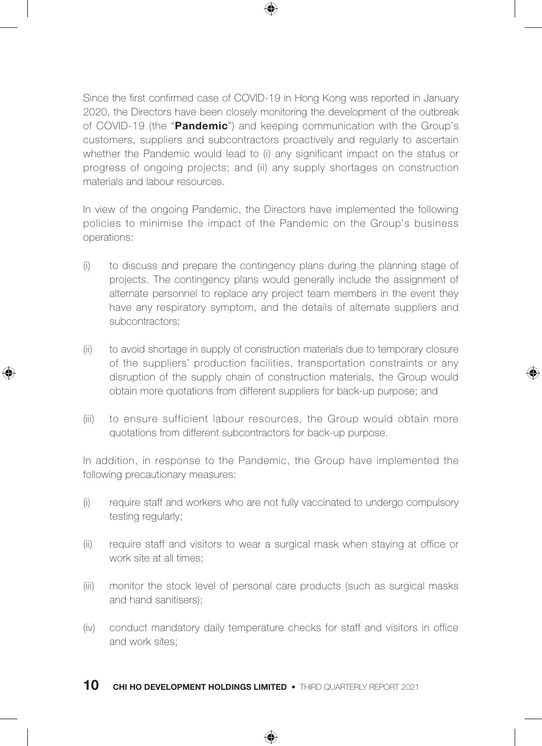Since the first confirmed case of COVID-19 in Hong Kong was reported in January 2020, the Directors have been closely monitoring the development of the outbreak of COVID-19 (the "**Pandemic**") and keeping communication with the Group's customers, suppliers and subcontractors proactively and regularly to ascertain whether the Pandemic would lead to (i) any significant impact on the status or progress of ongoing projects; and (ii) any supply shortages on construction materials and labour resources.

In view of the ongoing Pandemic, the Directors have implemented the following policies to minimise the impact of the Pandemic on the Group's business operations:

(i) to discuss and prepare the contingency plans during the planning stage of projects. The contingency plans would generally include the assignment of alternate personnel to replace any project team members in the event they have any respiratory symptom, and the details of alternate suppliers and subcontractors;

(ii) to avoid shortage in supply of construction materials due to temporary closure of the suppliers' production facilities, transportation constraints or any disruption of the supply chain of construction materials, the Group would obtain more quotations from different suppliers for back-up purpose; and

(iii) to ensure sufficient labour resources, the Group would obtain more quotations from different subcontractors for back-up purpose.

In addition, in response to the Pandemic, the Group have implemented the following precautionary measures:

(i) require staff and workers who are not fully vaccinated to undergo compulsory testing regularly;

(ii) require staff and visitors to wear a surgical mask when staying at office or work site at all times;

(iii) monitor the stock level of personal care products (such as surgical masks and hand sanitisers);

(iv) conduct mandatory daily temperature checks for staff and visitors in office and work sites;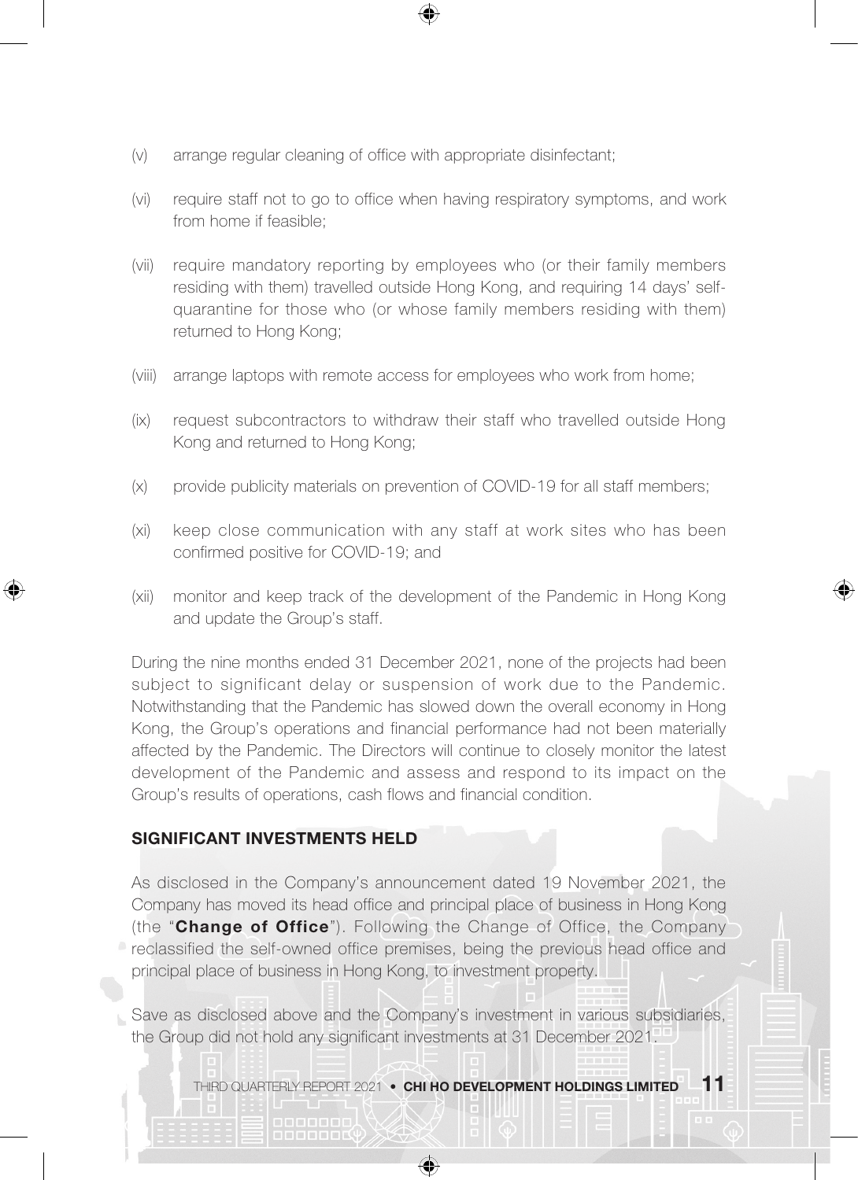(v) arrange regular cleaning of office with appropriate disinfectant;

(vi) require staff not to go to office when having respiratory symptoms, and work from home if feasible;

(vii) require mandatory reporting by employees who (or their family members residing with them) travelled outside Hong Kong, and requiring 14 days' self-quarantine for those who (or whose family members residing with them) returned to Hong Kong;

(viii) arrange laptops with remote access for employees who work from home;

(ix) request subcontractors to withdraw their staff who travelled outside Hong Kong and returned to Hong Kong;

(x) provide publicity materials on prevention of COVID-19 for all staff members;

(xi) keep close communication with any staff at work sites who has been confirmed positive for COVID-19; and

(xii) monitor and keep track of the development of the Pandemic in Hong Kong and update the Group's staff.

During the nine months ended 31 December 2021, none of the projects had been subject to significant delay or suspension of work due to the Pandemic. Notwithstanding that the Pandemic has slowed down the overall economy in Hong Kong, the Group's operations and financial performance had not been materially affected by the Pandemic. The Directors will continue to closely monitor the latest development of the Pandemic and assess and respond to its impact on the Group's results of operations, cash flows and financial condition.

## SIGNIFICANT INVESTMENTS HELD

As disclosed in the Company's announcement dated 19 November 2021, the Company has moved its head office and principal place of business in Hong Kong (the "**Change of Office**"). Following the Change of Office, the Company reclassified the self-owned office premises, being the previous head office and principal place of business in Hong Kong, to investment property.

Save as disclosed above and the Company's investment in various subsidiaries, the Group did not hold any significant investments at 31 December 2021.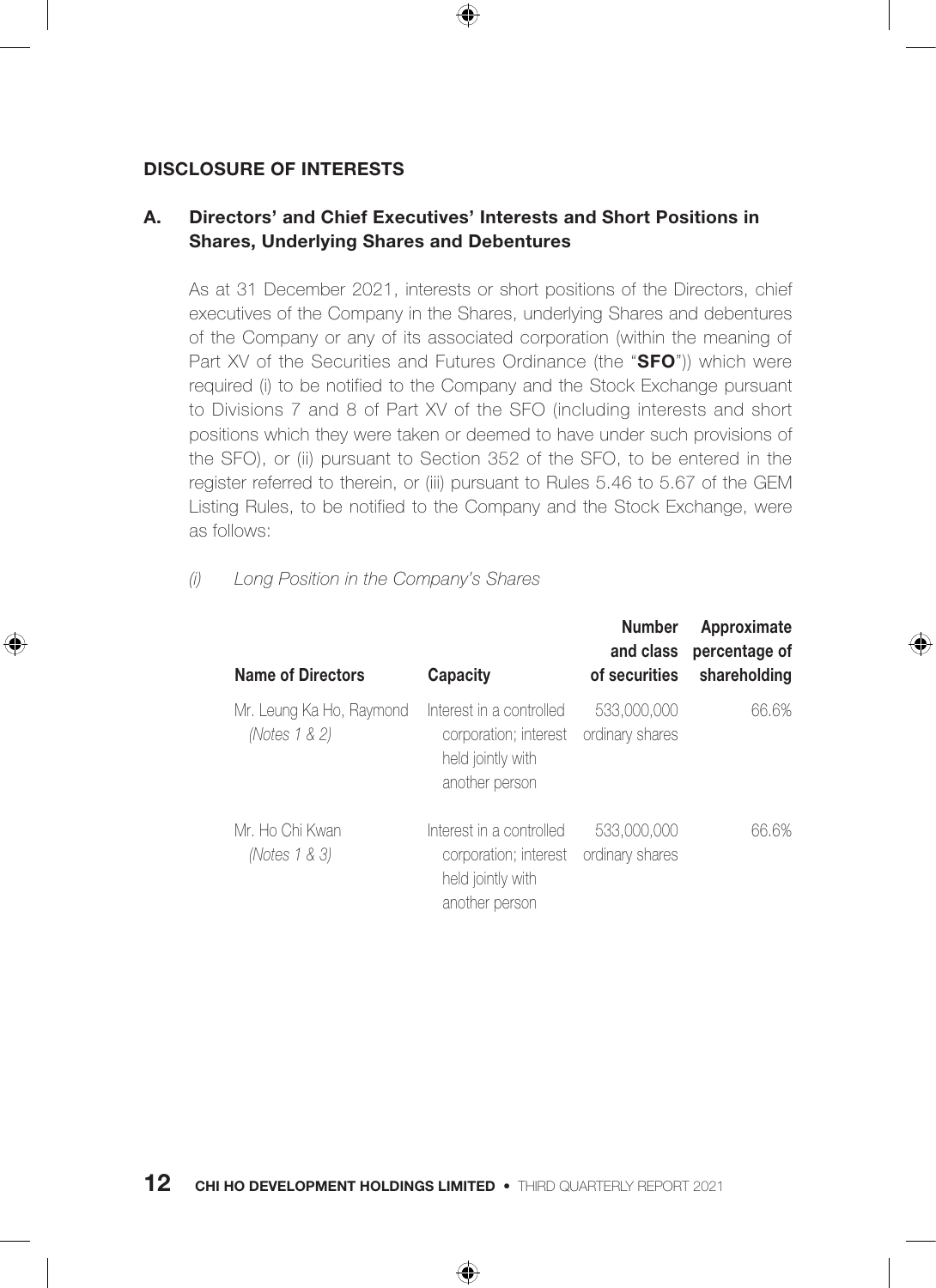## DISCLOSURE OF INTERESTS

### A. Directors' and Chief Executives' Interests and Short Positions in Shares, Underlying Shares and Debentures

As at 31 December 2021, interests or short positions of the Directors, chief executives of the Company in the Shares, underlying Shares and debentures of the Company or any of its associated corporation (within the meaning of Part XV of the Securities and Futures Ordinance (the "**SFO**")) which were required (i) to be notified to the Company and the Stock Exchange pursuant to Divisions 7 and 8 of Part XV of the SFO (including interests and short positions which they were taken or deemed to have under such provisions of the SFO), or (ii) pursuant to Section 352 of the SFO, to be entered in the register referred to therein, or (iii) pursuant to Rules 5.46 to 5.67 of the GEM Listing Rules, to be notified to the Company and the Stock Exchange, were as follows:

*(i) Long Position in the Company's Shares*

| Name of Directors | Capacity | Number and class of securities | Approximate percentage of shareholding |
|---|---|---|---|
| Mr. Leung Ka Ho, Raymond *(Notes 1 & 2)* | Interest in a controlled corporation; interest held jointly with another person | 533,000,000 ordinary shares | 66.6% |
| Mr. Ho Chi Kwan *(Notes 1 & 3)* | Interest in a controlled corporation; interest held jointly with another person | 533,000,000 ordinary shares | 66.6% |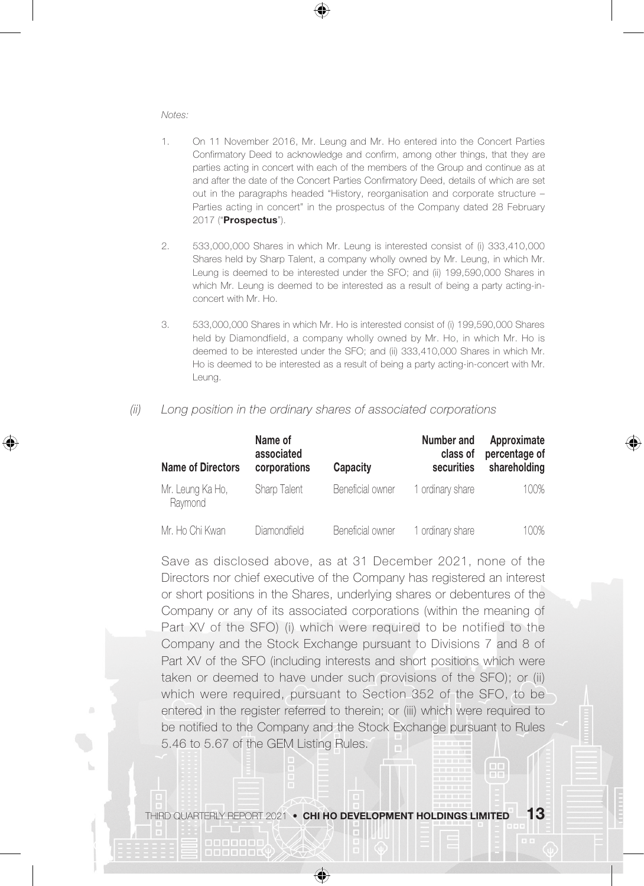*Notes:*

1. On 11 November 2016, Mr. Leung and Mr. Ho entered into the Concert Parties Confirmatory Deed to acknowledge and confirm, among other things, that they are parties acting in concert with each of the members of the Group and continue as at and after the date of the Concert Parties Confirmatory Deed, details of which are set out in the paragraphs headed "History, reorganisation and corporate structure – Parties acting in concert" in the prospectus of the Company dated 28 February 2017 ("**Prospectus**").

2. 533,000,000 Shares in which Mr. Leung is interested consist of (i) 333,410,000 Shares held by Sharp Talent, a company wholly owned by Mr. Leung, in which Mr. Leung is deemed to be interested under the SFO; and (ii) 199,590,000 Shares in which Mr. Leung is deemed to be interested as a result of being a party acting-in-concert with Mr. Ho.

3. 533,000,000 Shares in which Mr. Ho is interested consist of (i) 199,590,000 Shares held by Diamondfield, a company wholly owned by Mr. Ho, in which Mr. Ho is deemed to be interested under the SFO; and (ii) 333,410,000 Shares in which Mr. Ho is deemed to be interested as a result of being a party acting-in-concert with Mr. Leung.

*(ii) Long position in the ordinary shares of associated corporations*

| Name of Directors | Name of associated corporations | Capacity | Number and class of securities | Approximate percentage of shareholding |
|---|---|---|---|---|
| Mr. Leung Ka Ho, Raymond | Sharp Talent | Beneficial owner | 1 ordinary share | 100% |
| Mr. Ho Chi Kwan | Diamondfield | Beneficial owner | 1 ordinary share | 100% |

Save as disclosed above, as at 31 December 2021, none of the Directors nor chief executive of the Company has registered an interest or short positions in the Shares, underlying shares or debentures of the Company or any of its associated corporations (within the meaning of Part XV of the SFO) (i) which were required to be notified to the Company and the Stock Exchange pursuant to Divisions 7 and 8 of Part XV of the SFO (including interests and short positions which were taken or deemed to have under such provisions of the SFO); or (ii) which were required, pursuant to Section 352 of the SFO, to be entered in the register referred to therein; or (iii) which were required to be notified to the Company and the Stock Exchange pursuant to Rules 5.46 to 5.67 of the GEM Listing Rules.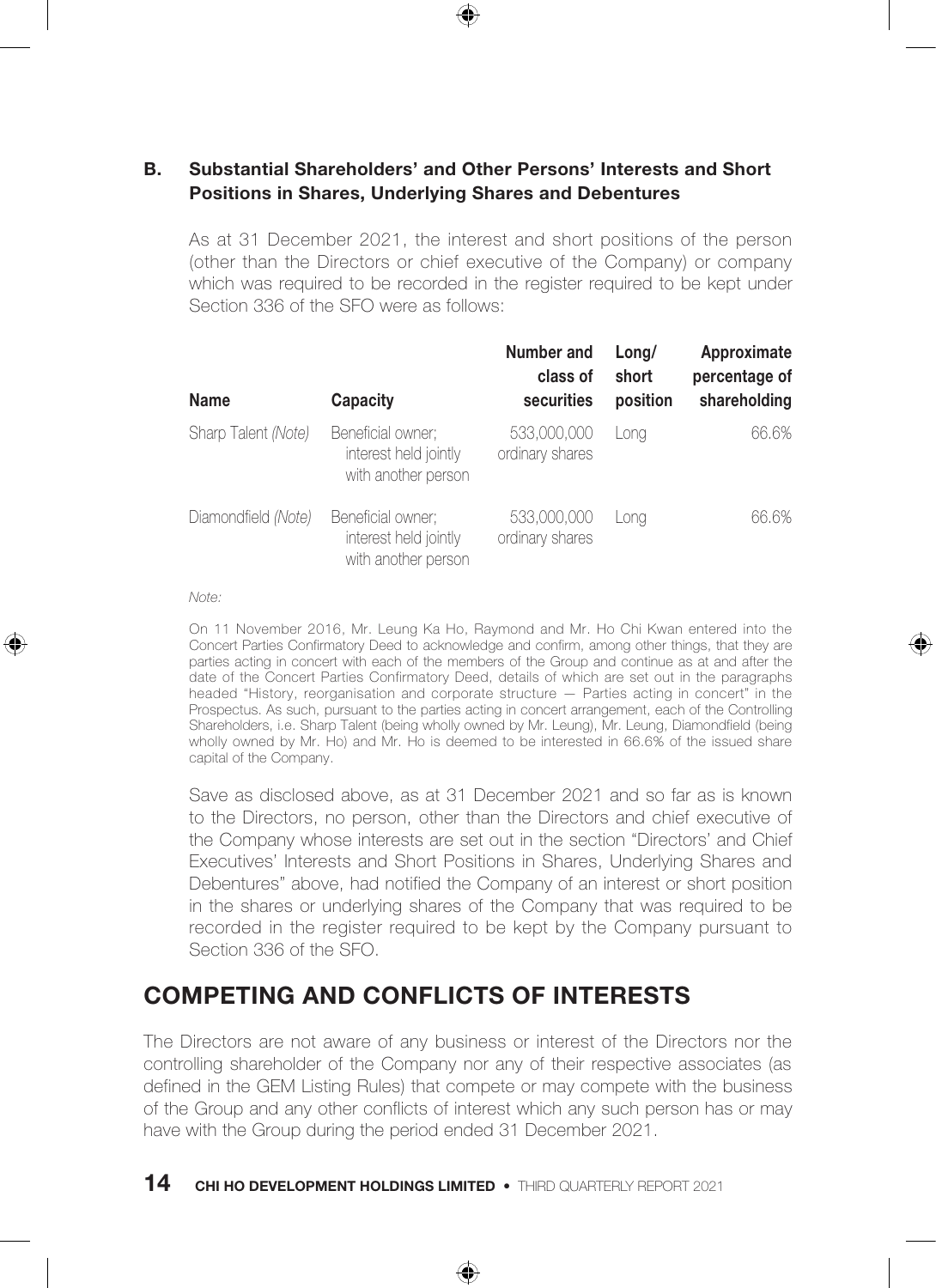### B. Substantial Shareholders' and Other Persons' Interests and Short Positions in Shares, Underlying Shares and Debentures

As at 31 December 2021, the interest and short positions of the person (other than the Directors or chief executive of the Company) or company which was required to be recorded in the register required to be kept under Section 336 of the SFO were as follows:

| Name | Capacity | Number and class of securities | Long/ short position | Approximate percentage of shareholding |
|---|---|---|---|---|
| Sharp Talent *(Note)* | Beneficial owner; interest held jointly with another person | 533,000,000 ordinary shares | Long | 66.6% |
| Diamondfield *(Note)* | Beneficial owner; interest held jointly with another person | 533,000,000 ordinary shares | Long | 66.6% |

*Note:*

On 11 November 2016, Mr. Leung Ka Ho, Raymond and Mr. Ho Chi Kwan entered into the Concert Parties Confirmatory Deed to acknowledge and confirm, among other things, that they are parties acting in concert with each of the members of the Group and continue as at and after the date of the Concert Parties Confirmatory Deed, details of which are set out in the paragraphs headed "History, reorganisation and corporate structure — Parties acting in concert" in the Prospectus. As such, pursuant to the parties acting in concert arrangement, each of the Controlling Shareholders, i.e. Sharp Talent (being wholly owned by Mr. Leung), Mr. Leung, Diamondfield (being wholly owned by Mr. Ho) and Mr. Ho is deemed to be interested in 66.6% of the issued share capital of the Company.

Save as disclosed above, as at 31 December 2021 and so far as is known to the Directors, no person, other than the Directors and chief executive of the Company whose interests are set out in the section "Directors' and Chief Executives' Interests and Short Positions in Shares, Underlying Shares and Debentures" above, had notified the Company of an interest or short position in the shares or underlying shares of the Company that was required to be recorded in the register required to be kept by the Company pursuant to Section 336 of the SFO.

## COMPETING AND CONFLICTS OF INTERESTS

The Directors are not aware of any business or interest of the Directors nor the controlling shareholder of the Company nor any of their respective associates (as defined in the GEM Listing Rules) that compete or may compete with the business of the Group and any other conflicts of interest which any such person has or may have with the Group during the period ended 31 December 2021.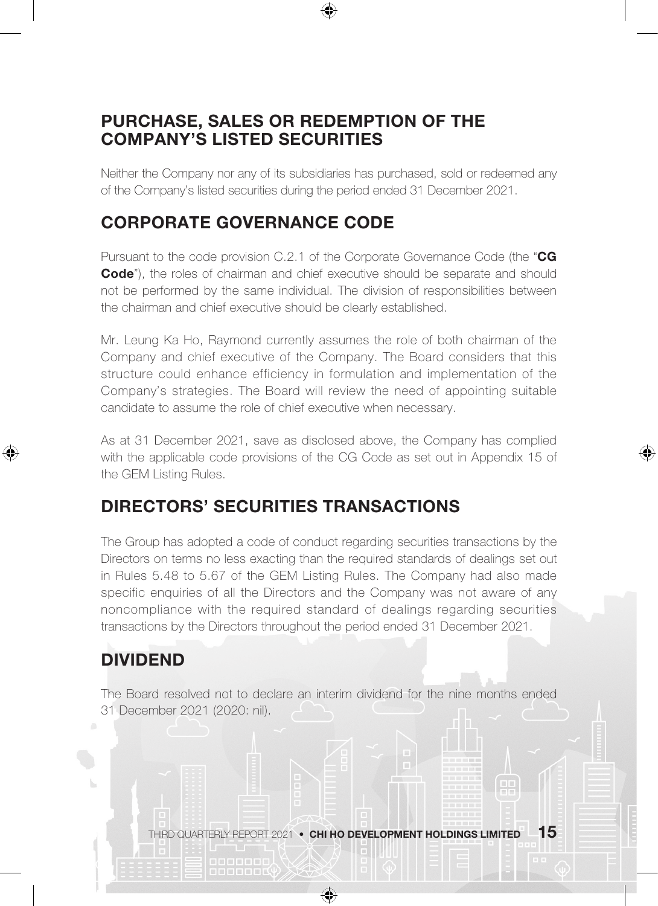## PURCHASE, SALES OR REDEMPTION OF THE COMPANY'S LISTED SECURITIES

Neither the Company nor any of its subsidiaries has purchased, sold or redeemed any of the Company's listed securities during the period ended 31 December 2021.

## CORPORATE GOVERNANCE CODE

Pursuant to the code provision C.2.1 of the Corporate Governance Code (the "**CG Code**"), the roles of chairman and chief executive should be separate and should not be performed by the same individual. The division of responsibilities between the chairman and chief executive should be clearly established.

Mr. Leung Ka Ho, Raymond currently assumes the role of both chairman of the Company and chief executive of the Company. The Board considers that this structure could enhance efficiency in formulation and implementation of the Company's strategies. The Board will review the need of appointing suitable candidate to assume the role of chief executive when necessary.

As at 31 December 2021, save as disclosed above, the Company has complied with the applicable code provisions of the CG Code as set out in Appendix 15 of the GEM Listing Rules.

## DIRECTORS' SECURITIES TRANSACTIONS

The Group has adopted a code of conduct regarding securities transactions by the Directors on terms no less exacting than the required standards of dealings set out in Rules 5.48 to 5.67 of the GEM Listing Rules. The Company had also made specific enquiries of all the Directors and the Company was not aware of any noncompliance with the required standard of dealings regarding securities transactions by the Directors throughout the period ended 31 December 2021.

## DIVIDEND

The Board resolved not to declare an interim dividend for the nine months ended 31 December 2021 (2020: nil).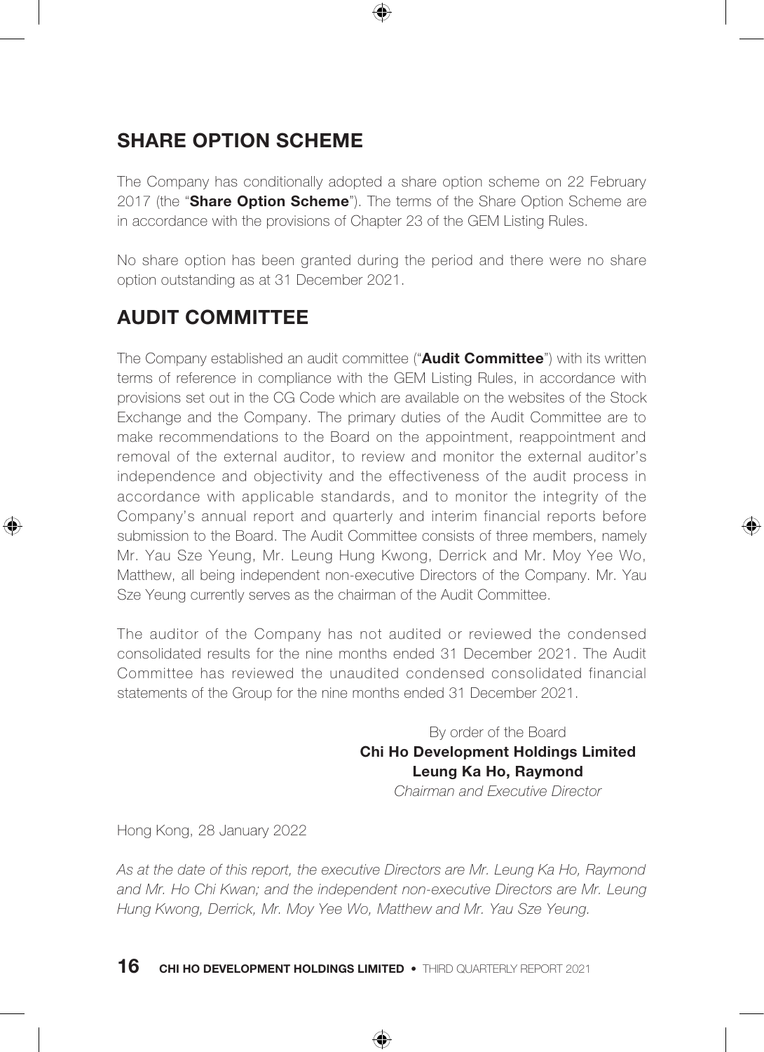## SHARE OPTION SCHEME

The Company has conditionally adopted a share option scheme on 22 February 2017 (the "**Share Option Scheme**"). The terms of the Share Option Scheme are in accordance with the provisions of Chapter 23 of the GEM Listing Rules.

No share option has been granted during the period and there were no share option outstanding as at 31 December 2021.

## AUDIT COMMITTEE

The Company established an audit committee ("**Audit Committee**") with its written terms of reference in compliance with the GEM Listing Rules, in accordance with provisions set out in the CG Code which are available on the websites of the Stock Exchange and the Company. The primary duties of the Audit Committee are to make recommendations to the Board on the appointment, reappointment and removal of the external auditor, to review and monitor the external auditor's independence and objectivity and the effectiveness of the audit process in accordance with applicable standards, and to monitor the integrity of the Company's annual report and quarterly and interim financial reports before submission to the Board. The Audit Committee consists of three members, namely Mr. Yau Sze Yeung, Mr. Leung Hung Kwong, Derrick and Mr. Moy Yee Wo, Matthew, all being independent non-executive Directors of the Company. Mr. Yau Sze Yeung currently serves as the chairman of the Audit Committee.

The auditor of the Company has not audited or reviewed the condensed consolidated results for the nine months ended 31 December 2021. The Audit Committee has reviewed the unaudited condensed consolidated financial statements of the Group for the nine months ended 31 December 2021.

By order of the Board
**Chi Ho Development Holdings Limited**
**Leung Ka Ho, Raymond**
*Chairman and Executive Director*

Hong Kong, 28 January 2022

*As at the date of this report, the executive Directors are Mr. Leung Ka Ho, Raymond and Mr. Ho Chi Kwan; and the independent non-executive Directors are Mr. Leung Hung Kwong, Derrick, Mr. Moy Yee Wo, Matthew and Mr. Yau Sze Yeung.*